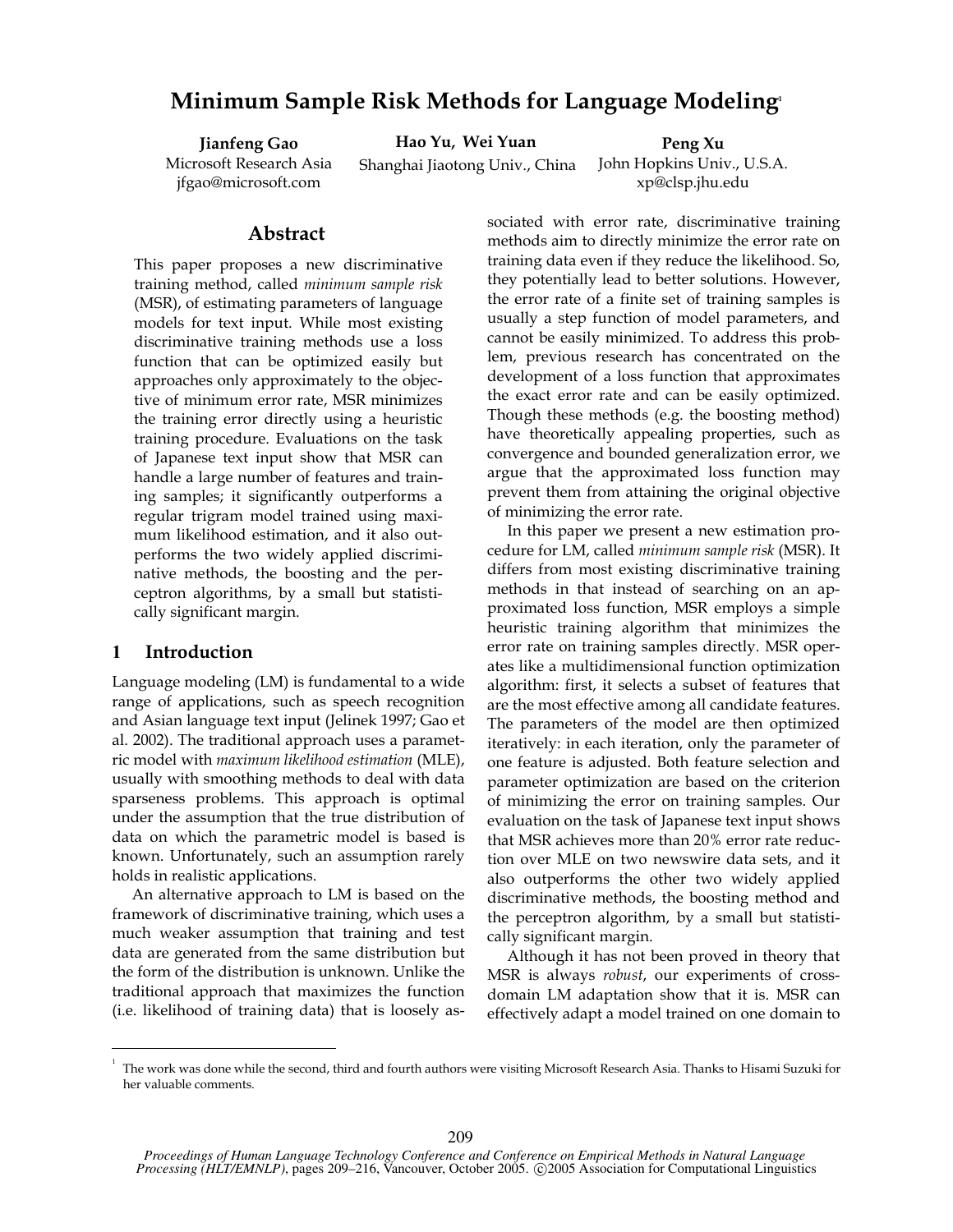# Minimum Sample Risk Methods for Language Modeling[1]

**Jianfeng Gao**
Microsoft Research Asia
jfgao@microsoft.com

**Hao Yu, Wei Yuan**
Shanghai Jiaotong Univ., China

**Peng Xu**
John Hopkins Univ., U.S.A.
xp@clsp.jhu.edu

## Abstract

This paper proposes a new discriminative training method, called *minimum sample risk* (MSR), of estimating parameters of language models for text input. While most existing discriminative training methods use a loss function that can be optimized easily but approaches only approximately to the objective of minimum error rate, MSR minimizes the training error directly using a heuristic training procedure. Evaluations on the task of Japanese text input show that MSR can handle a large number of features and training samples; it significantly outperforms a regular trigram model trained using maximum likelihood estimation, and it also outperforms the two widely applied discriminative methods, the boosting and the perceptron algorithms, by a small but statistically significant margin.

## 1 Introduction

Language modeling (LM) is fundamental to a wide range of applications, such as speech recognition and Asian language text input (Jelinek 1997; Gao et al. 2002). The traditional approach uses a parametric model with *maximum likelihood estimation* (MLE), usually with smoothing methods to deal with data sparseness problems. This approach is optimal under the assumption that the true distribution of data on which the parametric model is based is known. Unfortunately, such an assumption rarely holds in realistic applications.

An alternative approach to LM is based on the framework of discriminative training, which uses a much weaker assumption that training and test data are generated from the same distribution but the form of the distribution is unknown. Unlike the traditional approach that maximizes the function (i.e. likelihood of training data) that is loosely associated with error rate, discriminative training methods aim to directly minimize the error rate on training data even if they reduce the likelihood. So, they potentially lead to better solutions. However, the error rate of a finite set of training samples is usually a step function of model parameters, and cannot be easily minimized. To address this problem, previous research has concentrated on the development of a loss function that approximates the exact error rate and can be easily optimized. Though these methods (e.g. the boosting method) have theoretically appealing properties, such as convergence and bounded generalization error, we argue that the approximated loss function may prevent them from attaining the original objective of minimizing the error rate.

In this paper we present a new estimation procedure for LM, called *minimum sample risk* (MSR). It differs from most existing discriminative training methods in that instead of searching on an approximated loss function, MSR employs a simple heuristic training algorithm that minimizes the error rate on training samples directly. MSR operates like a multidimensional function optimization algorithm: first, it selects a subset of features that are the most effective among all candidate features. The parameters of the model are then optimized iteratively: in each iteration, only the parameter of one feature is adjusted. Both feature selection and parameter optimization are based on the criterion of minimizing the error on training samples. Our evaluation on the task of Japanese text input shows that MSR achieves more than 20% error rate reduction over MLE on two newswire data sets, and it also outperforms the other two widely applied discriminative methods, the boosting method and the perceptron algorithm, by a small but statistically significant margin.

Although it has not been proved in theory that MSR is always *robust*, our experiments of cross-domain LM adaptation show that it is. MSR can effectively adapt a model trained on one domain to

---

[1] The work was done while the second, third and fourth authors were visiting Microsoft Research Asia. Thanks to Hisami Suzuki for her valuable comments.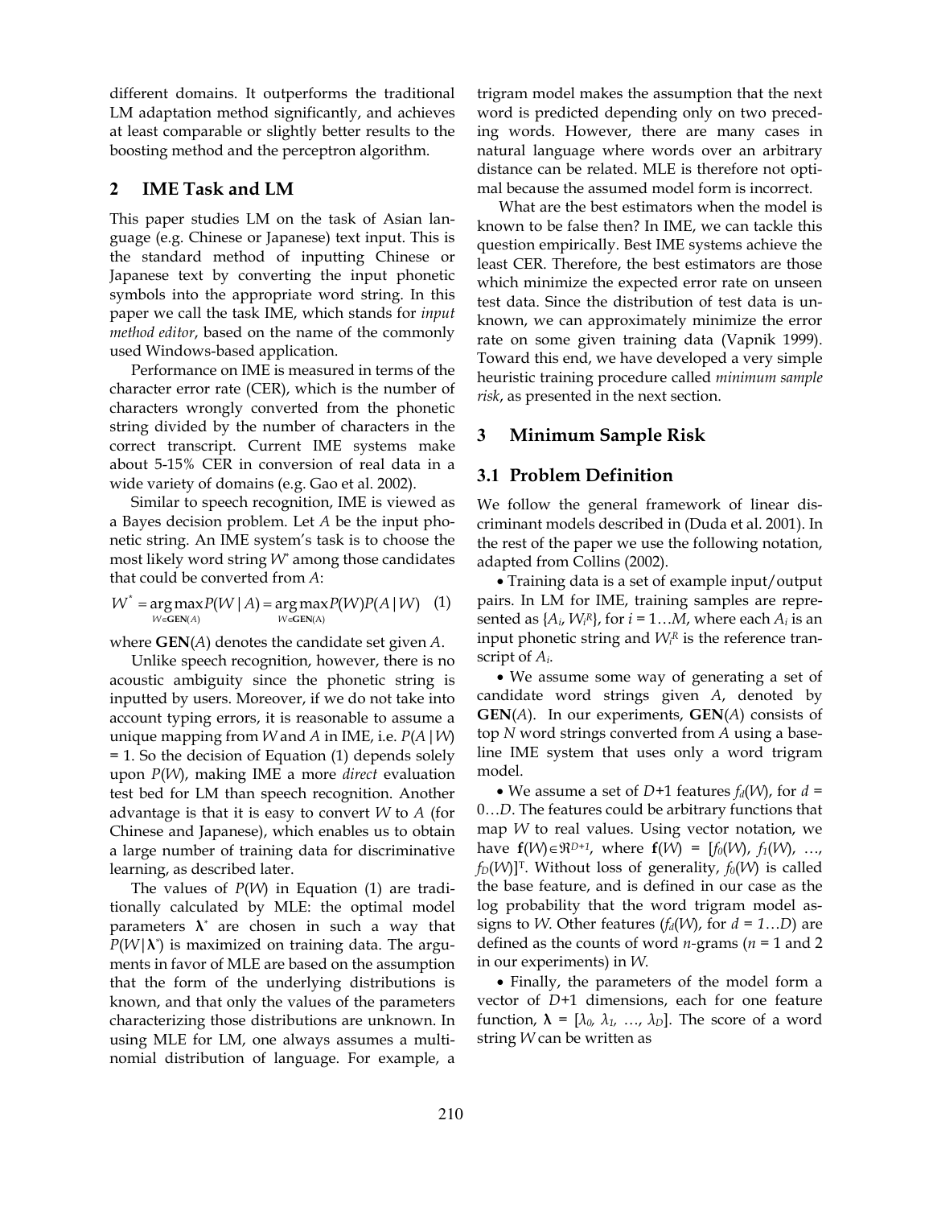different domains. It outperforms the traditional LM adaptation method significantly, and achieves at least comparable or slightly better results to the boosting method and the perceptron algorithm.

## 2 IME Task and LM

This paper studies LM on the task of Asian language (e.g. Chinese or Japanese) text input. This is the standard method of inputting Chinese or Japanese text by converting the input phonetic symbols into the appropriate word string. In this paper we call the task IME, which stands for *input method editor*, based on the name of the commonly used Windows-based application.

Performance on IME is measured in terms of the character error rate (CER), which is the number of characters wrongly converted from the phonetic string divided by the number of characters in the correct transcript. Current IME systems make about 5-15% CER in conversion of real data in a wide variety of domains (e.g. Gao et al. 2002).

Similar to speech recognition, IME is viewed as a Bayes decision problem. Let $A$ be the input phonetic string. An IME system's task is to choose the most likely word string $W^*$ among those candidates that could be converted from $A$:

$$W^* = \arg\max_{W \in \mathbf{GEN}(A)} P(W \mid A) = \arg\max_{W \in \mathbf{GEN}(A)} P(W)P(A \mid W) \quad (1)$$

where $\mathbf{GEN}(A)$ denotes the candidate set given $A$.

Unlike speech recognition, however, there is no acoustic ambiguity since the phonetic string is inputted by users. Moreover, if we do not take into account typing errors, it is reasonable to assume a unique mapping from $W$ and $A$ in IME, i.e. $P(A|W) = 1$. So the decision of Equation (1) depends solely upon $P(W)$, making IME a more *direct* evaluation test bed for LM than speech recognition. Another advantage is that it is easy to convert $W$ to $A$ (for Chinese and Japanese), which enables us to obtain a large number of training data for discriminative learning, as described later.

The values of $P(W)$ in Equation (1) are traditionally calculated by MLE: the optimal model parameters $\boldsymbol{\lambda}^*$ are chosen in such a way that $P(W|\boldsymbol{\lambda}^*)$ is maximized on training data. The arguments in favor of MLE are based on the assumption that the form of the underlying distributions is known, and that only the values of the parameters characterizing those distributions are unknown. In using MLE for LM, one always assumes a multinomial distribution of language. For example, a trigram model makes the assumption that the next word is predicted depending only on two preceding words. However, there are many cases in natural language where words over an arbitrary distance can be related. MLE is therefore not optimal because the assumed model form is incorrect.

What are the best estimators when the model is known to be false then? In IME, we can tackle this question empirically. Best IME systems achieve the least CER. Therefore, the best estimators are those which minimize the expected error rate on unseen test data. Since the distribution of test data is unknown, we can approximately minimize the error rate on some given training data (Vapnik 1999). Toward this end, we have developed a very simple heuristic training procedure called *minimum sample risk*, as presented in the next section.

## 3 Minimum Sample Risk

### 3.1 Problem Definition

We follow the general framework of linear discriminant models described in (Duda et al. 2001). In the rest of the paper we use the following notation, adapted from Collins (2002).

- Training data is a set of example input/output pairs. In LM for IME, training samples are represented as $\{A_i, W_i^R\}$, for $i = 1 \ldots M$, where each $A_i$ is an input phonetic string and $W_i^R$ is the reference transcript of $A_i$.
- We assume some way of generating a set of candidate word strings given $A$, denoted by $\mathbf{GEN}(A)$. In our experiments, $\mathbf{GEN}(A)$ consists of top $N$ word strings converted from $A$ using a baseline IME system that uses only a word trigram model.
- We assume a set of $D$+1 features $f_d(W)$, for $d = 0 \ldots D$. The features could be arbitrary functions that map $W$ to real values. Using vector notation, we have $\mathbf{f}(W) \in \Re^{D+1}$, where $\mathbf{f}(W) = [f_0(W), f_1(W), \ldots, f_D(W)]^T$. Without loss of generality, $f_0(W)$ is called the base feature, and is defined in our case as the log probability that the word trigram model assigns to $W$. Other features ($f_d(W)$, for $d = 1 \ldots D$) are defined as the counts of word $n$-grams ($n$ = 1 and 2 in our experiments) in $W$.
- Finally, the parameters of the model form a vector of $D$+1 dimensions, each for one feature function, $\boldsymbol{\lambda} = [\lambda_0, \lambda_1, \ldots, \lambda_D]$. The score of a word string $W$ can be written as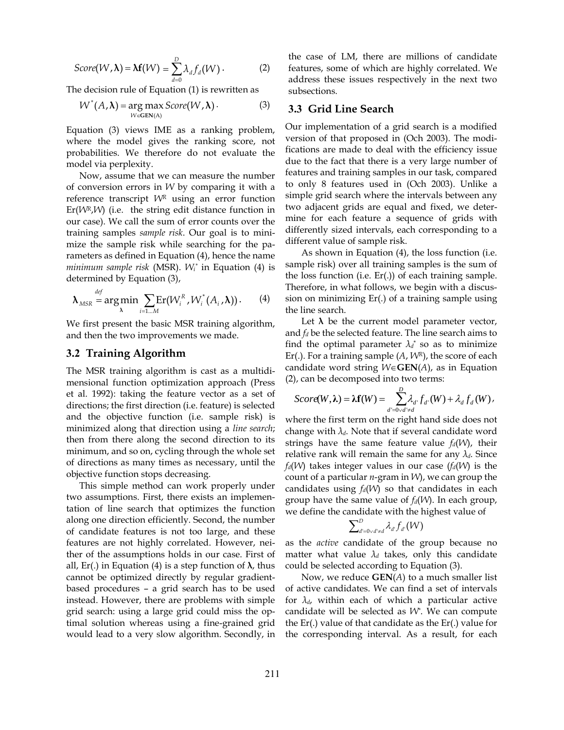$$Score(W, \boldsymbol{\lambda}) = \boldsymbol{\lambda}\mathbf{f}(W) = \sum_{d=0}^{D} \lambda_d f_d(W) \,. \tag{2}$$

The decision rule of Equation (1) is rewritten as

$$W^*(A, \boldsymbol{\lambda}) = \underset{W \in \mathbf{GEN}(A)}{\arg\max}\, Score(W, \boldsymbol{\lambda}) \,. \tag{3}$$

Equation (3) views IME as a ranking problem, where the model gives the ranking score, not probabilities. We therefore do not evaluate the model via perplexity.

Now, assume that we can measure the number of conversion errors in $W$ by comparing it with a reference transcript $W^R$ using an error function $\mathrm{Er}(W^R, W)$ (i.e. the string edit distance function in our case). We call the sum of error counts over the training samples *sample risk*. Our goal is to minimize the sample risk while searching for the parameters as defined in Equation (4), hence the name *minimum sample risk* (MSR). $W_i^*$ in Equation (4) is determined by Equation (3),

$$\boldsymbol{\lambda}_{MSR} \overset{def}{=} \underset{\boldsymbol{\lambda}}{\arg\min} \sum_{i=1 \ldots M} \mathrm{Er}(W_i^R, W_i^*(A_i, \boldsymbol{\lambda})) \,. \tag{4}$$

We first present the basic MSR training algorithm, and then the two improvements we made.

## 3.2 Training Algorithm

The MSR training algorithm is cast as a multidimensional function optimization approach (Press et al. 1992): taking the feature vector as a set of directions; the first direction (i.e. feature) is selected and the objective function (i.e. sample risk) is minimized along that direction using a *line search*; then from there along the second direction to its minimum, and so on, cycling through the whole set of directions as many times as necessary, until the objective function stops decreasing.

This simple method can work properly under two assumptions. First, there exists an implementation of line search that optimizes the function along one direction efficiently. Second, the number of candidate features is not too large, and these features are not highly correlated. However, neither of the assumptions holds in our case. First of all, $\mathrm{Er}(.)$ in Equation (4) is a step function of $\boldsymbol{\lambda}$, thus cannot be optimized directly by regular gradient-based procedures – a grid search has to be used instead. However, there are problems with simple grid search: using a large grid could miss the optimal solution whereas using a fine-grained grid would lead to a very slow algorithm. Secondly, in the case of LM, there are millions of candidate features, some of which are highly correlated. We address these issues respectively in the next two subsections.

## 3.3 Grid Line Search

Our implementation of a grid search is a modified version of that proposed in (Och 2003). The modifications are made to deal with the efficiency issue due to the fact that there is a very large number of features and training samples in our task, compared to only 8 features used in (Och 2003). Unlike a simple grid search where the intervals between any two adjacent grids are equal and fixed, we determine for each feature a sequence of grids with differently sized intervals, each corresponding to a different value of sample risk.

As shown in Equation (4), the loss function (i.e. sample risk) over all training samples is the sum of the loss function (i.e. $\mathrm{Er}(.)$) of each training sample. Therefore, in what follows, we begin with a discussion on minimizing $\mathrm{Er}(.)$ of a training sample using the line search.

Let $\boldsymbol{\lambda}$ be the current model parameter vector, and $f_d$ be the selected feature. The line search aims to find the optimal parameter $\lambda_d^*$ so as to minimize $\mathrm{Er}(.)$. For a training sample $(A, W^R)$, the score of each candidate word string $W \in \mathbf{GEN}(A)$, as in Equation (2), can be decomposed into two terms:

$$Score(W, \boldsymbol{\lambda}) = \boldsymbol{\lambda}\mathbf{f}(W) = \sum_{d'=0 \vee d' \neq d}^{D} \lambda_{d'} f_{d'}(W) + \lambda_d f_d(W) \,,$$

where the first term on the right hand side does not change with $\lambda_d$. Note that if several candidate word strings have the same feature value $f_d(W)$, their relative rank will remain the same for any $\lambda_d$. Since $f_d(W)$ takes integer values in our case ($f_d(W)$ is the count of a particular $n$-gram in $W$), we can group the candidates using $f_d(W)$ so that candidates in each group have the same value of $f_d(W)$. In each group, we define the candidate with the highest value of

$$\sum_{d'=0 \vee d' \neq d}^{D} \lambda_{d'} f_{d'}(W)$$

as the *active* candidate of the group because no matter what value $\lambda_d$ takes, only this candidate could be selected according to Equation (3).

Now, we reduce $\mathbf{GEN}(A)$ to a much smaller list of active candidates. We can find a set of intervals for $\lambda_d$, within each of which a particular active candidate will be selected as $W^*$. We can compute the $\mathrm{Er}(.)$ value of that candidate as the $\mathrm{Er}(.)$ value for the corresponding interval. As a result, for each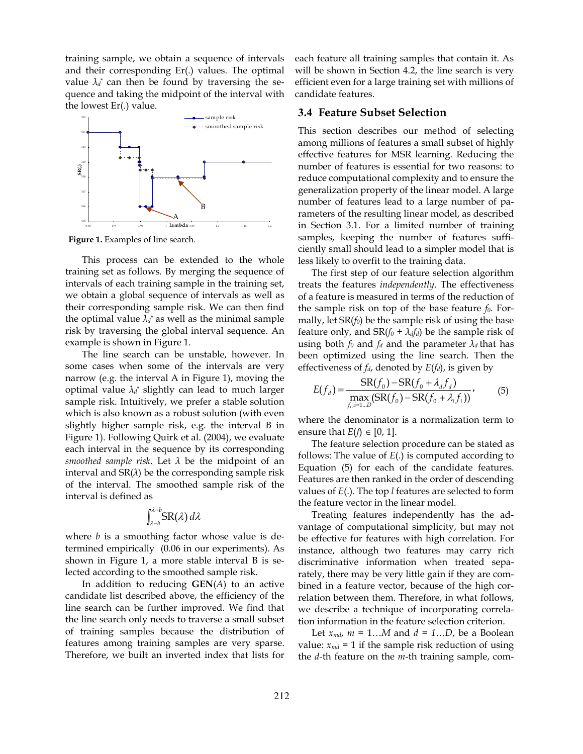training sample, we obtain a sequence of intervals and their corresponding Er(.) values. The optimal value $\lambda_d^*$ can then be found by traversing the sequence and taking the midpoint of the interval with the lowest Er(.) value.

**Figure 1.** Examples of line search.

This process can be extended to the whole training set as follows. By merging the sequence of intervals of each training sample in the training set, we obtain a global sequence of intervals as well as their corresponding sample risk. We can then find the optimal value $\lambda_d^*$ as well as the minimal sample risk by traversing the global interval sequence. An example is shown in Figure 1.

The line search can be unstable, however. In some cases when some of the intervals are very narrow (e.g. the interval A in Figure 1), moving the optimal value $\lambda_d^*$ slightly can lead to much larger sample risk. Intuitively, we prefer a stable solution which is also known as a robust solution (with even slightly higher sample risk, e.g. the interval B in Figure 1). Following Quirk et al. (2004), we evaluate each interval in the sequence by its corresponding *smoothed sample risk*. Let $\lambda$ be the midpoint of an interval and SR($\lambda$) be the corresponding sample risk of the interval. The smoothed sample risk of the interval is defined as

$$\int_{\lambda-b}^{\lambda+b} \mathrm{SR}(\lambda)\, d\lambda$$

where $b$ is a smoothing factor whose value is determined empirically (0.06 in our experiments). As shown in Figure 1, a more stable interval B is selected according to the smoothed sample risk.

In addition to reducing **GEN**($A$) to an active candidate list described above, the efficiency of the line search can be further improved. We find that the line search only needs to traverse a small subset of training samples because the distribution of features among training samples are very sparse. Therefore, we built an inverted index that lists for each feature all training samples that contain it. As will be shown in Section 4.2, the line search is very efficient even for a large training set with millions of candidate features.

## 3.4 Feature Subset Selection

This section describes our method of selecting among millions of features a small subset of highly effective features for MSR learning. Reducing the number of features is essential for two reasons: to reduce computational complexity and to ensure the generalization property of the linear model. A large number of features lead to a large number of parameters of the resulting linear model, as described in Section 3.1. For a limited number of training samples, keeping the number of features sufficiently small should lead to a simpler model that is less likely to overfit to the training data.

The first step of our feature selection algorithm treats the features *independently*. The effectiveness of a feature is measured in terms of the reduction of the sample risk on top of the base feature $f_0$. Formally, let SR($f_0$) be the sample risk of using the base feature only, and SR($f_0 + \lambda_d f_d$) be the sample risk of using both $f_0$ and $f_d$ and the parameter $\lambda_d$ that has been optimized using the line search. Then the effectiveness of $f_d$, denoted by $E(f_d)$, is given by

$$E(f_d) = \frac{\mathrm{SR}(f_0) - \mathrm{SR}(f_0 + \lambda_d f_d)}{\max\limits_{f_i, i=1\ldots D} (\mathrm{SR}(f_0) - \mathrm{SR}(f_0 + \lambda_i f_i))}, \qquad (5)$$

where the denominator is a normalization term to ensure that $E(f) \in [0, 1]$.

The feature selection procedure can be stated as follows: The value of $E$(.) is computed according to Equation (5) for each of the candidate features. Features are then ranked in the order of descending values of $E$(.). The top $l$ features are selected to form the feature vector in the linear model.

Treating features independently has the advantage of computational simplicity, but may not be effective for features with high correlation. For instance, although two features may carry rich discriminative information when treated separately, there may be very little gain if they are combined in a feature vector, because of the high correlation between them. Therefore, in what follows, we describe a technique of incorporating correlation information in the feature selection criterion.

Let $x_{md}$, $m = 1\ldots M$ and $d = 1\ldots D$, be a Boolean value: $x_{md} = 1$ if the sample risk reduction of using the $d$-th feature on the $m$-th training sample, com-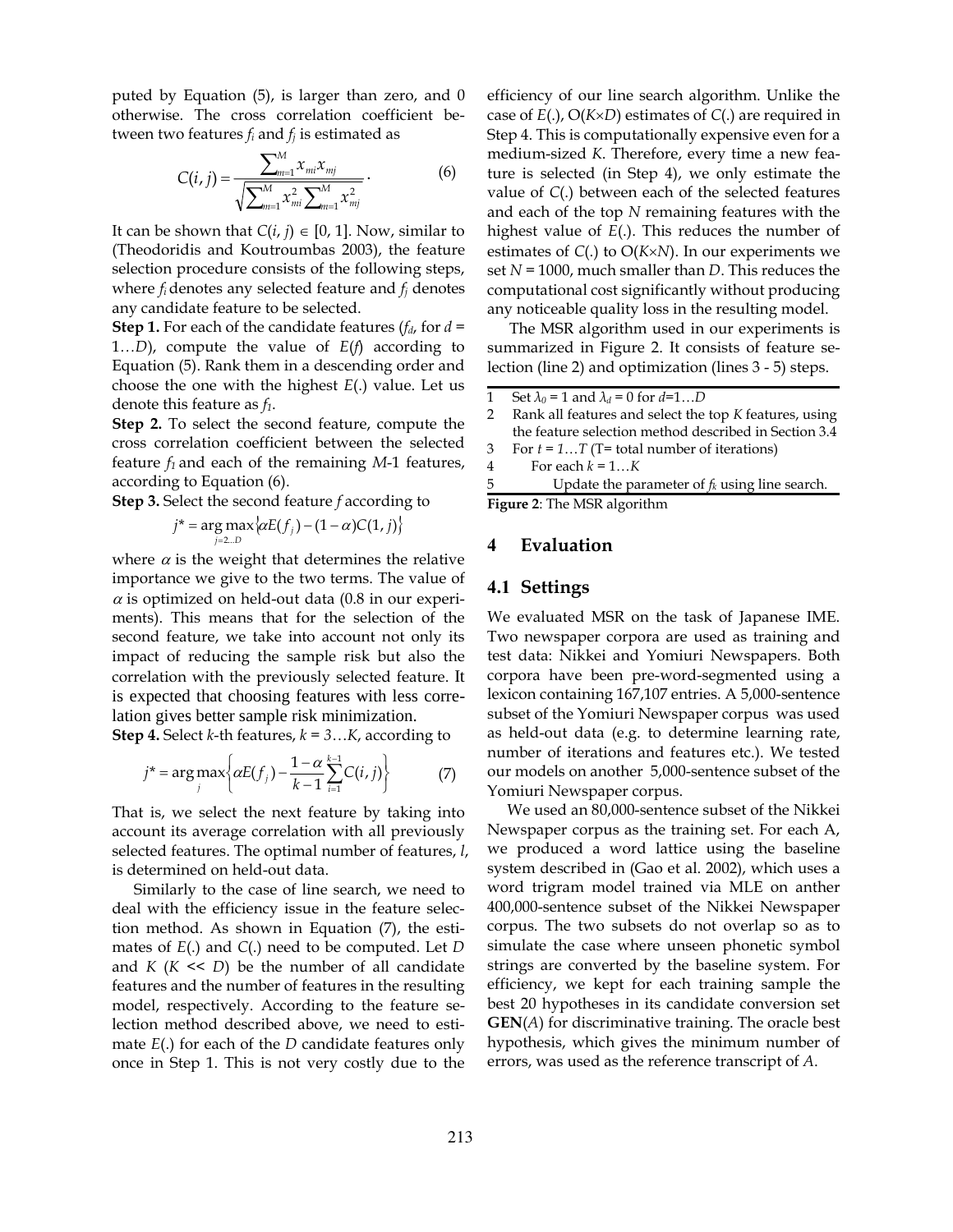puted by Equation (5), is larger than zero, and 0 otherwise. The cross correlation coefficient between two features $f_i$ and $f_j$ is estimated as

$$C(i,j) = \frac{\sum_{m=1}^{M} x_{mi} x_{mj}}{\sqrt{\sum_{m=1}^{M} x_{mi}^2 \sum_{m=1}^{M} x_{mj}^2}}. \tag{6}$$

It can be shown that $C(i, j) \in [0, 1]$. Now, similar to (Theodoridis and Koutroumbas 2003), the feature selection procedure consists of the following steps, where $f_i$ denotes any selected feature and $f_j$ denotes any candidate feature to be selected.

**Step 1.** For each of the candidate features ($f_d$, for $d = 1 \ldots D$), compute the value of $E(f)$ according to Equation (5). Rank them in a descending order and choose the one with the highest $E(.)$ value. Let us denote this feature as $f_1$.

**Step 2.** To select the second feature, compute the cross correlation coefficient between the selected feature $f_1$ and each of the remaining $M$-1 features, according to Equation (6).

**Step 3.** Select the second feature $f$ according to

$$j^* = \arg\max_{j=2 \ldots D} \{\alpha E(f_j) - (1-\alpha) C(1,j)\}$$

where $\alpha$ is the weight that determines the relative importance we give to the two terms. The value of $\alpha$ is optimized on held-out data (0.8 in our experiments). This means that for the selection of the second feature, we take into account not only its impact of reducing the sample risk but also the correlation with the previously selected feature. It is expected that choosing features with less correlation gives better sample risk minimization.

**Step 4.** Select $k$-th features, $k = 3 \ldots K$, according to

$$j^* = \arg\max_{j} \left\{ \alpha E(f_j) - \frac{1-\alpha}{k-1} \sum_{i=1}^{k-1} C(i,j) \right\} \tag{7}$$

That is, we select the next feature by taking into account its average correlation with all previously selected features. The optimal number of features, $l$, is determined on held-out data.

Similarly to the case of line search, we need to deal with the efficiency issue in the feature selection method. As shown in Equation (7), the estimates of $E(.)$ and $C(.)$ need to be computed. Let $D$ and $K$ ($K \ll D$) be the number of all candidate features and the number of features in the resulting model, respectively. According to the feature selection method described above, we need to estimate $E(.)$ for each of the $D$ candidate features only once in Step 1. This is not very costly due to the efficiency of our line search algorithm. Unlike the case of $E(.)$, $O(K \times D)$ estimates of $C(.)$ are required in Step 4. This is computationally expensive even for a medium-sized $K$. Therefore, every time a new feature is selected (in Step 4), we only estimate the value of $C(.)$ between each of the selected features and each of the top $N$ remaining features with the highest value of $E(.)$. This reduces the number of estimates of $C(.)$ to $O(K \times N)$. In our experiments we set $N = 1000$, much smaller than $D$. This reduces the computational cost significantly without producing any noticeable quality loss in the resulting model.

The MSR algorithm used in our experiments is summarized in Figure 2. It consists of feature selection (line 2) and optimization (lines 3 - 5) steps.

```
1   Set λ0 = 1 and λd = 0 for d=1…D
2   Rank all features and select the top K features, using
    the feature selection method described in Section 3.4
3   For t = 1…T (T= total number of iterations)
4       For each k = 1…K
5           Update the parameter of fk using line search.
```

**Figure 2**: The MSR algorithm

## 4 Evaluation

### 4.1 Settings

We evaluated MSR on the task of Japanese IME. Two newspaper corpora are used as training and test data: Nikkei and Yomiuri Newspapers. Both corpora have been pre-word-segmented using a lexicon containing 167,107 entries. A 5,000-sentence subset of the Yomiuri Newspaper corpus was used as held-out data (e.g. to determine learning rate, number of iterations and features etc.). We tested our models on another 5,000-sentence subset of the Yomiuri Newspaper corpus.

We used an 80,000-sentence subset of the Nikkei Newspaper corpus as the training set. For each A, we produced a word lattice using the baseline system described in (Gao et al. 2002), which uses a word trigram model trained via MLE on anther 400,000-sentence subset of the Nikkei Newspaper corpus. The two subsets do not overlap so as to simulate the case where unseen phonetic symbol strings are converted by the baseline system. For efficiency, we kept for each training sample the best 20 hypotheses in its candidate conversion set **GEN**($A$) for discriminative training. The oracle best hypothesis, which gives the minimum number of errors, was used as the reference transcript of $A$.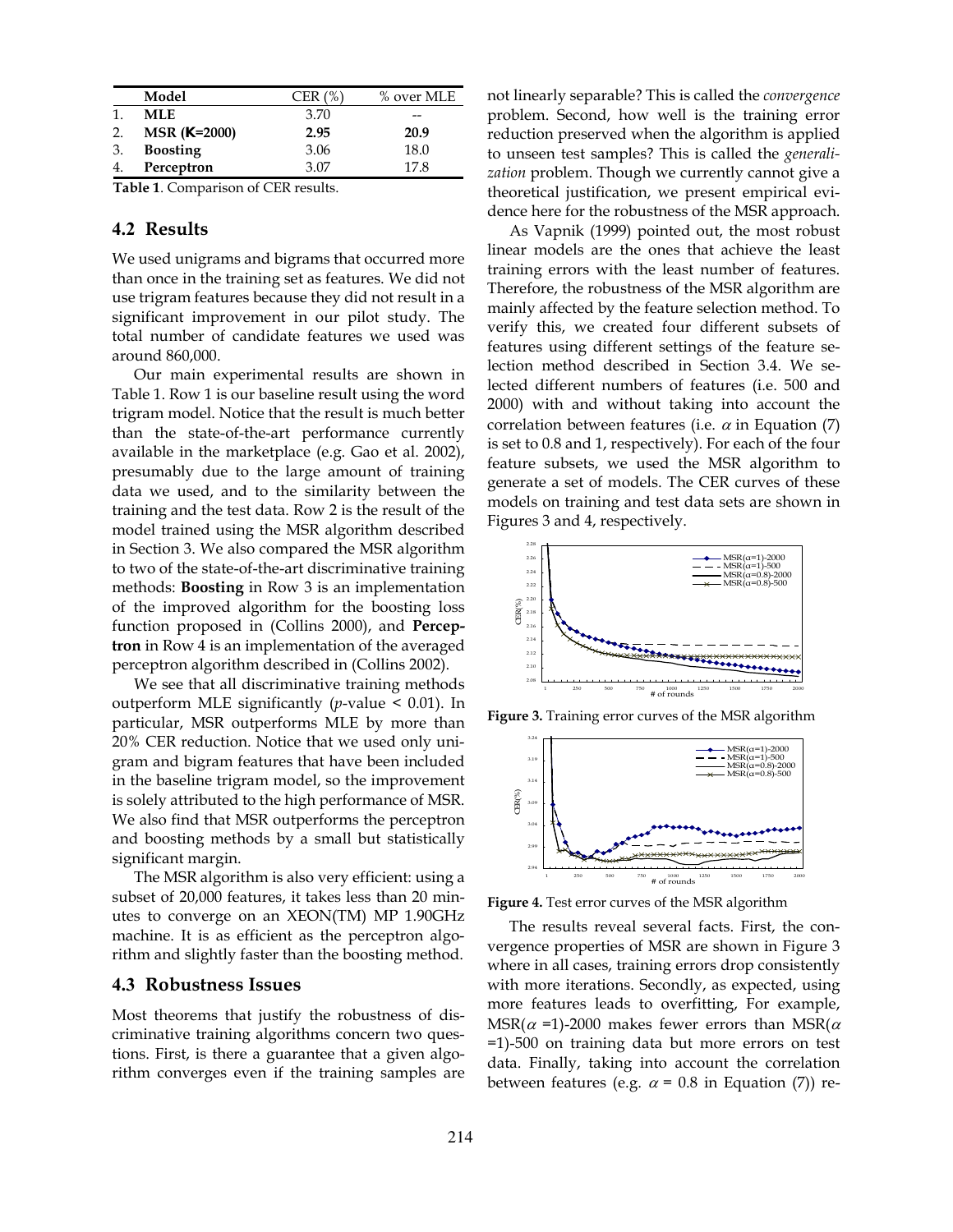|  | Model | CER (%) | % over MLE |
| --- | --- | --- | --- |
| 1. | **MLE** | 3.70 | -- |
| 2. | **MSR (K=2000)** | **2.95** | **20.9** |
| 3. | **Boosting** | 3.06 | 18.0 |
| 4. | **Perceptron** | 3.07 | 17.8 |

**Table 1**. Comparison of CER results.

## 4.2 Results

We used unigrams and bigrams that occurred more than once in the training set as features. We did not use trigram features because they did not result in a significant improvement in our pilot study. The total number of candidate features we used was around 860,000.

Our main experimental results are shown in Table 1. Row 1 is our baseline result using the word trigram model. Notice that the result is much better than the state-of-the-art performance currently available in the marketplace (e.g. Gao et al. 2002), presumably due to the large amount of training data we used, and to the similarity between the training and the test data. Row 2 is the result of the model trained using the MSR algorithm described in Section 3. We also compared the MSR algorithm to two of the state-of-the-art discriminative training methods: **Boosting** in Row 3 is an implementation of the improved algorithm for the boosting loss function proposed in (Collins 2000), and **Perceptron** in Row 4 is an implementation of the averaged perceptron algorithm described in (Collins 2002).

We see that all discriminative training methods outperform MLE significantly ($p$-value < 0.01). In particular, MSR outperforms MLE by more than 20% CER reduction. Notice that we used only unigram and bigram features that have been included in the baseline trigram model, so the improvement is solely attributed to the high performance of MSR. We also find that MSR outperforms the perceptron and boosting methods by a small but statistically significant margin.

The MSR algorithm is also very efficient: using a subset of 20,000 features, it takes less than 20 minutes to converge on an XEON(TM) MP 1.90GHz machine. It is as efficient as the perceptron algorithm and slightly faster than the boosting method.

## 4.3 Robustness Issues

Most theorems that justify the robustness of discriminative training algorithms concern two questions. First, is there a guarantee that a given algorithm converges even if the training samples are not linearly separable? This is called the *convergence* problem. Second, how well is the training error reduction preserved when the algorithm is applied to unseen test samples? This is called the *generalization* problem. Though we currently cannot give a theoretical justification, we present empirical evidence here for the robustness of the MSR approach.

As Vapnik (1999) pointed out, the most robust linear models are the ones that achieve the least training errors with the least number of features. Therefore, the robustness of the MSR algorithm are mainly affected by the feature selection method. To verify this, we created four different subsets of features using different settings of the feature selection method described in Section 3.4. We selected different numbers of features (i.e. 500 and 2000) with and without taking into account the correlation between features (i.e. $\alpha$ in Equation (7) is set to 0.8 and 1, respectively). For each of the four feature subsets, we used the MSR algorithm to generate a set of models. The CER curves of these models on training and test data sets are shown in Figures 3 and 4, respectively.

**Figure 3.** Training error curves of the MSR algorithm

**Figure 4.** Test error curves of the MSR algorithm

The results reveal several facts. First, the convergence properties of MSR are shown in Figure 3 where in all cases, training errors drop consistently with more iterations. Secondly, as expected, using more features leads to overfitting, For example, MSR($\alpha$ =1)-2000 makes fewer errors than MSR($\alpha$ =1)-500 on training data but more errors on test data. Finally, taking into account the correlation between features (e.g. $\alpha$ = 0.8 in Equation (7)) re-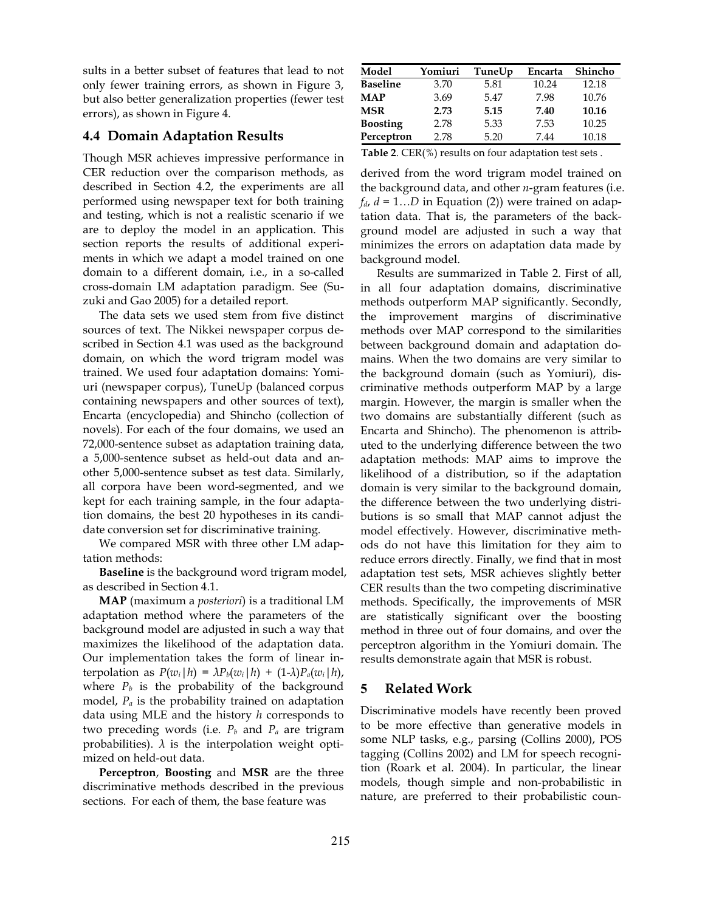sults in a better subset of features that lead to not only fewer training errors, as shown in Figure 3, but also better generalization properties (fewer test errors), as shown in Figure 4.

## 4.4 Domain Adaptation Results

Though MSR achieves impressive performance in CER reduction over the comparison methods, as described in Section 4.2, the experiments are all performed using newspaper text for both training and testing, which is not a realistic scenario if we are to deploy the model in an application. This section reports the results of additional experiments in which we adapt a model trained on one domain to a different domain, i.e., in a so-called cross-domain LM adaptation paradigm. See (Suzuki and Gao 2005) for a detailed report.

The data sets we used stem from five distinct sources of text. The Nikkei newspaper corpus described in Section 4.1 was used as the background domain, on which the word trigram model was trained. We used four adaptation domains: Yomiuri (newspaper corpus), TuneUp (balanced corpus containing newspapers and other sources of text), Encarta (encyclopedia) and Shincho (collection of novels). For each of the four domains, we used an 72,000-sentence subset as adaptation training data, a 5,000-sentence subset as held-out data and another 5,000-sentence subset as test data. Similarly, all corpora have been word-segmented, and we kept for each training sample, in the four adaptation domains, the best 20 hypotheses in its candidate conversion set for discriminative training.

We compared MSR with three other LM adaptation methods:

**Baseline** is the background word trigram model, as described in Section 4.1.

**MAP** (maximum a *posteriori*) is a traditional LM adaptation method where the parameters of the background model are adjusted in such a way that maximizes the likelihood of the adaptation data. Our implementation takes the form of linear interpolation as $P(w_i|h) = \lambda P_b(w_i|h) + (1\text{-}\lambda)P_a(w_i|h)$, where $P_b$ is the probability of the background model, $P_a$ is the probability trained on adaptation data using MLE and the history $h$ corresponds to two preceding words (i.e. $P_b$ and $P_a$ are trigram probabilities). $\lambda$ is the interpolation weight optimized on held-out data.

**Perceptron**, **Boosting** and **MSR** are the three discriminative methods described in the previous sections. For each of them, the base feature was derived from the word trigram model trained on the background data, and other *n*-gram features (i.e. $f_d$, $d = 1\ldots D$ in Equation (2)) were trained on adaptation data. That is, the parameters of the background model are adjusted in such a way that minimizes the errors on adaptation data made by background model.

| Model | Yomiuri | TuneUp | Encarta | Shincho |
|---|---|---|---|---|
| **Baseline** | 3.70 | 5.81 | 10.24 | 12.18 |
| **MAP** | 3.69 | 5.47 | 7.98 | 10.76 |
| **MSR** | **2.73** | **5.15** | **7.40** | **10.16** |
| **Boosting** | 2.78 | 5.33 | 7.53 | 10.25 |
| **Perceptron** | 2.78 | 5.20 | 7.44 | 10.18 |

**Table 2**. CER(%) results on four adaptation test sets .

Results are summarized in Table 2. First of all, in all four adaptation domains, discriminative methods outperform MAP significantly. Secondly, the improvement margins of discriminative methods over MAP correspond to the similarities between background domain and adaptation domains. When the two domains are very similar to the background domain (such as Yomiuri), discriminative methods outperform MAP by a large margin. However, the margin is smaller when the two domains are substantially different (such as Encarta and Shincho). The phenomenon is attributed to the underlying difference between the two adaptation methods: MAP aims to improve the likelihood of a distribution, so if the adaptation domain is very similar to the background domain, the difference between the two underlying distributions is so small that MAP cannot adjust the model effectively. However, discriminative methods do not have this limitation for they aim to reduce errors directly. Finally, we find that in most adaptation test sets, MSR achieves slightly better CER results than the two competing discriminative methods. Specifically, the improvements of MSR are statistically significant over the boosting method in three out of four domains, and over the perceptron algorithm in the Yomiuri domain. The results demonstrate again that MSR is robust.

# 5 Related Work

Discriminative models have recently been proved to be more effective than generative models in some NLP tasks, e.g., parsing (Collins 2000), POS tagging (Collins 2002) and LM for speech recognition (Roark et al. 2004). In particular, the linear models, though simple and non-probabilistic in nature, are preferred to their probabilistic coun-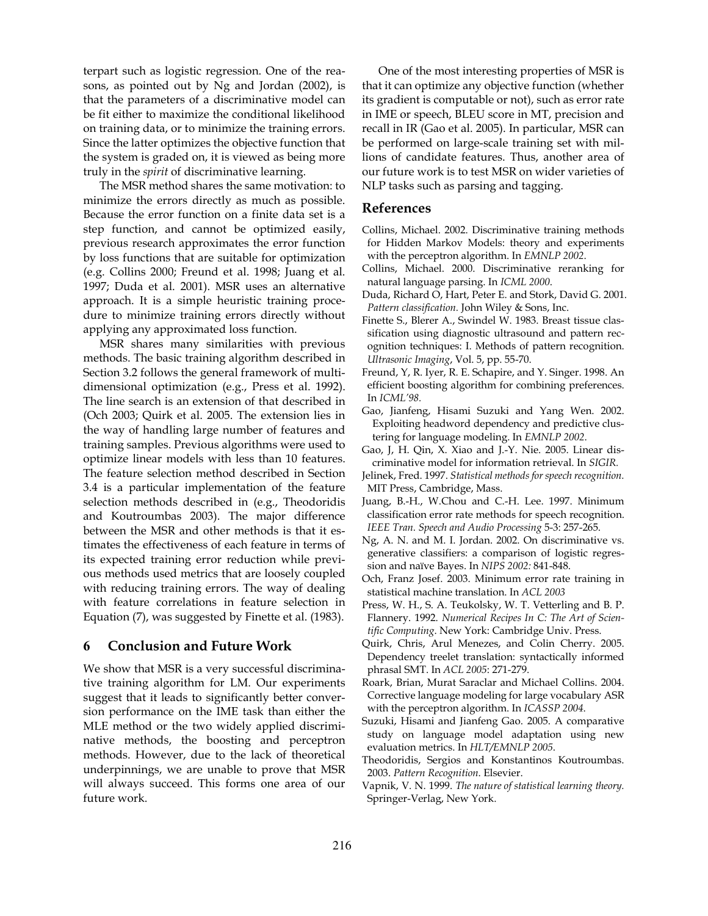terpart such as logistic regression. One of the reasons, as pointed out by Ng and Jordan (2002), is that the parameters of a discriminative model can be fit either to maximize the conditional likelihood on training data, or to minimize the training errors. Since the latter optimizes the objective function that the system is graded on, it is viewed as being more truly in the *spirit* of discriminative learning.

The MSR method shares the same motivation: to minimize the errors directly as much as possible. Because the error function on a finite data set is a step function, and cannot be optimized easily, previous research approximates the error function by loss functions that are suitable for optimization (e.g. Collins 2000; Freund et al. 1998; Juang et al. 1997; Duda et al. 2001). MSR uses an alternative approach. It is a simple heuristic training procedure to minimize training errors directly without applying any approximated loss function.

MSR shares many similarities with previous methods. The basic training algorithm described in Section 3.2 follows the general framework of multi-dimensional optimization (e.g., Press et al. 1992). The line search is an extension of that described in (Och 2003; Quirk et al. 2005. The extension lies in the way of handling large number of features and training samples. Previous algorithms were used to optimize linear models with less than 10 features. The feature selection method described in Section 3.4 is a particular implementation of the feature selection methods described in (e.g., Theodoridis and Koutroumbas 2003). The major difference between the MSR and other methods is that it estimates the effectiveness of each feature in terms of its expected training error reduction while previous methods used metrics that are loosely coupled with reducing training errors. The way of dealing with feature correlations in feature selection in Equation (7), was suggested by Finette et al. (1983).

## 6 Conclusion and Future Work

We show that MSR is a very successful discriminative training algorithm for LM. Our experiments suggest that it leads to significantly better conversion performance on the IME task than either the MLE method or the two widely applied discriminative methods, the boosting and perceptron methods. However, due to the lack of theoretical underpinnings, we are unable to prove that MSR will always succeed. This forms one area of our future work.

One of the most interesting properties of MSR is that it can optimize any objective function (whether its gradient is computable or not), such as error rate in IME or speech, BLEU score in MT, precision and recall in IR (Gao et al. 2005). In particular, MSR can be performed on large-scale training set with millions of candidate features. Thus, another area of our future work is to test MSR on wider varieties of NLP tasks such as parsing and tagging.

## References

Collins, Michael. 2002. Discriminative training methods for Hidden Markov Models: theory and experiments with the perceptron algorithm. In *EMNLP 2002*.

Collins, Michael. 2000. Discriminative reranking for natural language parsing. In *ICML 2000*.

Duda, Richard O, Hart, Peter E. and Stork, David G. 2001. *Pattern classification*. John Wiley & Sons, Inc.

Finette S., Blerer A., Swindel W. 1983. Breast tissue classification using diagnostic ultrasound and pattern recognition techniques: I. Methods of pattern recognition. *Ultrasonic Imaging*, Vol. 5, pp. 55-70.

Freund, Y, R. Iyer, R. E. Schapire, and Y. Singer. 1998. An efficient boosting algorithm for combining preferences. In *ICML'98*.

Gao, Jianfeng, Hisami Suzuki and Yang Wen. 2002. Exploiting headword dependency and predictive clustering for language modeling. In *EMNLP 2002*.

Gao, J, H. Qin, X. Xiao and J.-Y. Nie. 2005. Linear discriminative model for information retrieval. In *SIGIR*.

Jelinek, Fred. 1997. *Statistical methods for speech recognition*. MIT Press, Cambridge, Mass.

Juang, B.-H., W.Chou and C.-H. Lee. 1997. Minimum classification error rate methods for speech recognition. *IEEE Tran. Speech and Audio Processing* 5-3: 257-265.

Ng, A. N. and M. I. Jordan. 2002. On discriminative vs. generative classifiers: a comparison of logistic regression and naïve Bayes. In *NIPS 2002:* 841-848.

Och, Franz Josef. 2003. Minimum error rate training in statistical machine translation. In *ACL 2003*

Press, W. H., S. A. Teukolsky, W. T. Vetterling and B. P. Flannery. 1992. *Numerical Recipes In C: The Art of Scientific Computing*. New York: Cambridge Univ. Press.

Quirk, Chris, Arul Menezes, and Colin Cherry. 2005. Dependency treelet translation: syntactically informed phrasal SMT. In *ACL 2005*: 271-279.

Roark, Brian, Murat Saraclar and Michael Collins. 2004. Corrective language modeling for large vocabulary ASR with the perceptron algorithm. In *ICASSP 2004*.

Suzuki, Hisami and Jianfeng Gao. 2005. A comparative study on language model adaptation using new evaluation metrics. In *HLT/EMNLP 2005*.

Theodoridis, Sergios and Konstantinos Koutroumbas. 2003. *Pattern Recognition*. Elsevier.

Vapnik, V. N. 1999. *The nature of statistical learning theory.* Springer-Verlag, New York.